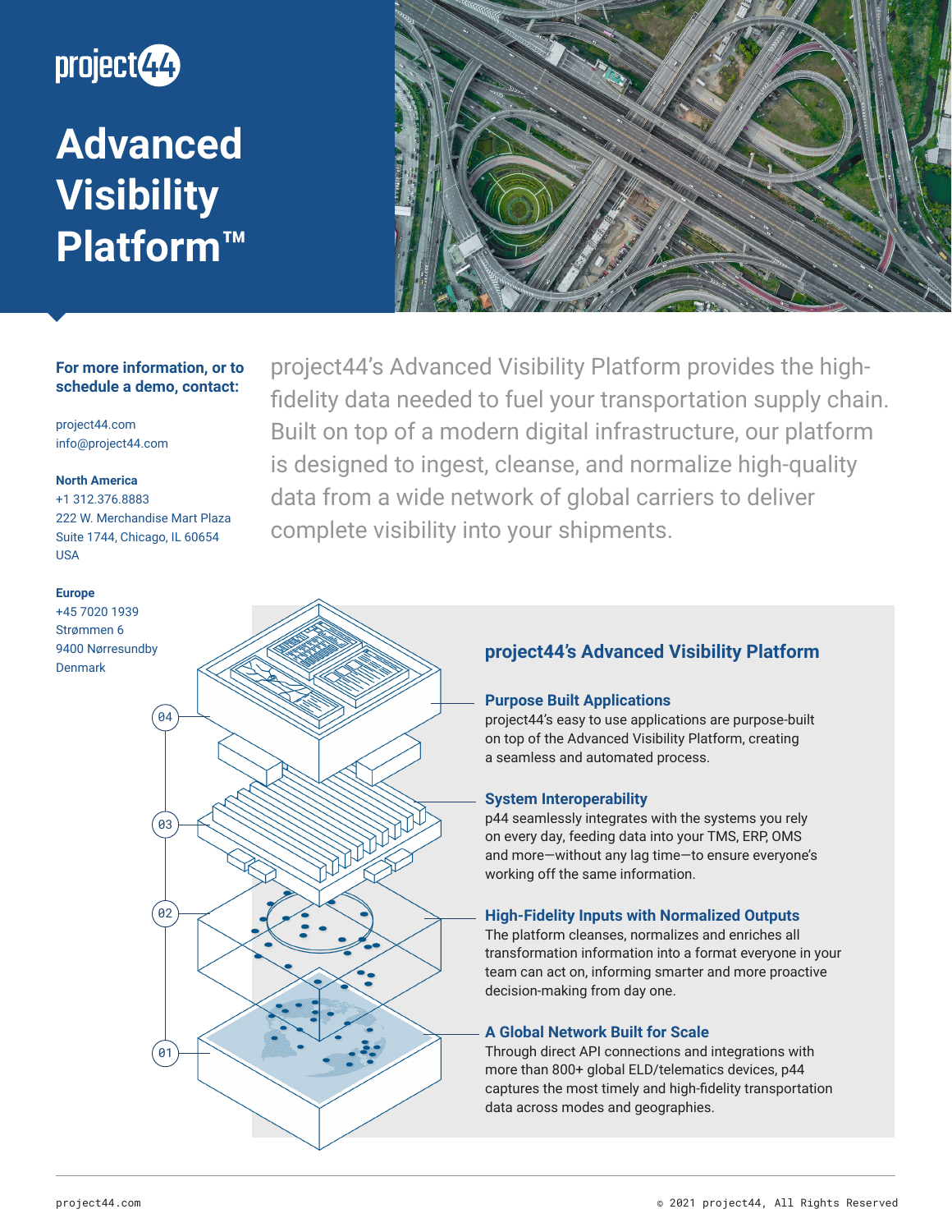project44

# Advanced Visibility Platform™

**For more information, or to schedule a demo, contact:**

project44.com
info@project44.com

**North America**
+1 312.376.8883
222 W. Merchandise Mart Plaza
Suite 1744, Chicago, IL 60654
USA

**Europe**
+45 7020 1939
Strømmen 6
9400 Nørresundby
Denmark

project44's Advanced Visibility Platform provides the high-fidelity data needed to fuel your transportation supply chain. Built on top of a modern digital infrastructure, our platform is designed to ingest, cleanse, and normalize high-quality data from a wide network of global carriers to deliver complete visibility into your shipments.

## project44's Advanced Visibility Platform

04

### Purpose Built Applications

project44's easy to use applications are purpose-built on top of the Advanced Visibility Platform, creating a seamless and automated process.

03

### System Interoperability

p44 seamlessly integrates with the systems you rely on every day, feeding data into your TMS, ERP, OMS and more—without any lag time—to ensure everyone's working off the same information.

02

### High-Fidelity Inputs with Normalized Outputs

The platform cleanses, normalizes and enriches all transformation information into a format everyone in your team can act on, informing smarter and more proactive decision-making from day one.

01

### A Global Network Built for Scale

Through direct API connections and integrations with more than 800+ global ELD/telematics devices, p44 captures the most timely and high-fidelity transportation data across modes and geographies.

© 2021 project44, All Rights Reserved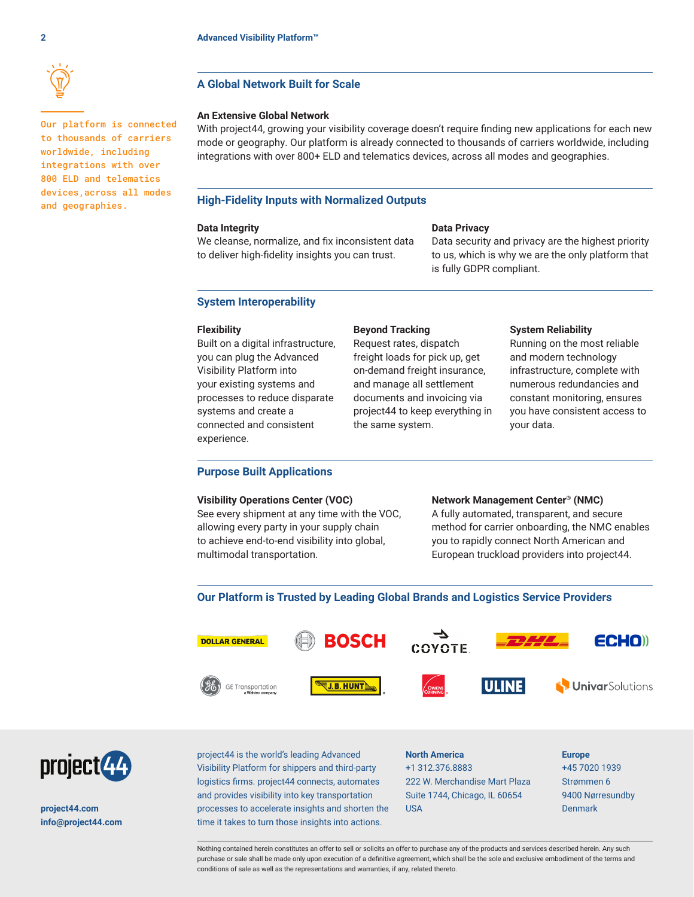Our platform is connected to thousands of carriers worldwide, including integrations with over 800 ELD and telematics devices,across all modes and geographies.

## A Global Network Built for Scale

**An Extensive Global Network**
With project44, growing your visibility coverage doesn't require finding new applications for each new mode or geography. Our platform is already connected to thousands of carriers worldwide, including integrations with over 800+ ELD and telematics devices, across all modes and geographies.

## High-Fidelity Inputs with Normalized Outputs

**Data Integrity**
We cleanse, normalize, and fix inconsistent data to deliver high-fidelity insights you can trust.

**Data Privacy**
Data security and privacy are the highest priority to us, which is why we are the only platform that is fully GDPR compliant.

## System Interoperability

**Flexibility**
Built on a digital infrastructure, you can plug the Advanced Visibility Platform into your existing systems and processes to reduce disparate systems and create a connected and consistent experience.

**Beyond Tracking**
Request rates, dispatch freight loads for pick up, get on-demand freight insurance, and manage all settlement documents and invoicing via project44 to keep everything in the same system.

**System Reliability**
Running on the most reliable and modern technology infrastructure, complete with numerous redundancies and constant monitoring, ensures you have consistent access to your data.

## Purpose Built Applications

**Visibility Operations Center (VOC)**
See every shipment at any time with the VOC, allowing every party in your supply chain to achieve end-to-end visibility into global, multimodal transportation.

**Network Management Center® (NMC)**
A fully automated, transparent, and secure method for carrier onboarding, the NMC enables you to rapidly connect North American and European truckload providers into project44.

## Our Platform is Trusted by Leading Global Brands and Logistics Service Providers

DOLLAR GENERAL, BOSCH, COYOTE, DHL, ECHO, GE Transportation a Wabtec company, J.B. HUNT, OWENS CORNING, ULINE, UnivarSolutions

project44

project44.com
info@project44.com

project44 is the world's leading Advanced Visibility Platform for shippers and third-party logistics firms. project44 connects, automates and provides visibility into key transportation processes to accelerate insights and shorten the time it takes to turn those insights into actions.

**North America**
+1 312.376.8883
222 W. Merchandise Mart Plaza
Suite 1744, Chicago, IL 60654
USA

**Europe**
+45 7020 1939
Strømmen 6
9400 Nørresundby
Denmark

Nothing contained herein constitutes an offer to sell or solicits an offer to purchase any of the products and services described herein. Any such purchase or sale shall be made only upon execution of a definitive agreement, which shall be the sole and exclusive embodiment of the terms and conditions of sale as well as the representations and warranties, if any, related thereto.